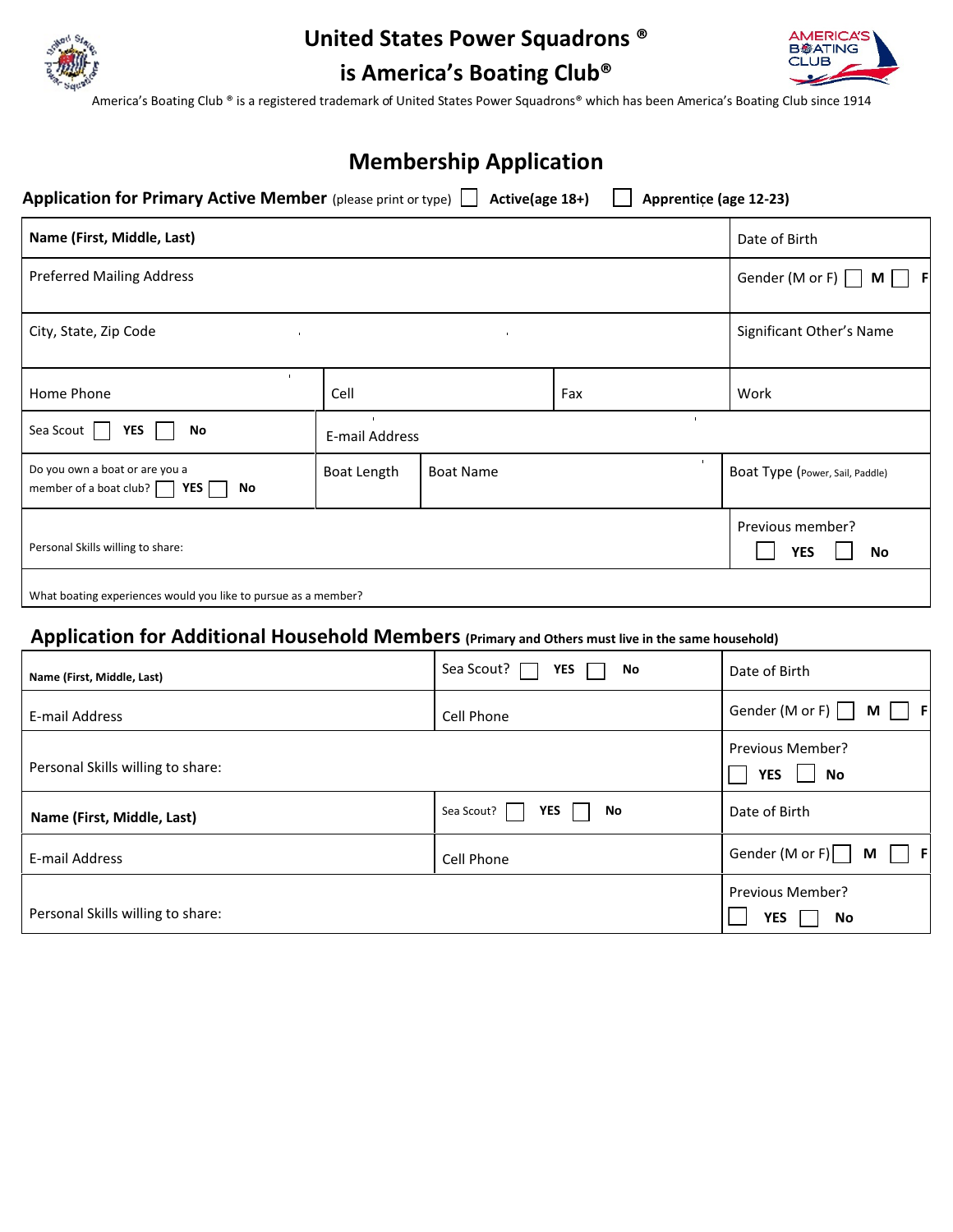# United States Power Squadrons ®

# is America's Boating Club®

America's Boating Club ® is a registered trademark of United States Power Squadrons® which has been America's Boating Club since 1914

## Membership Application

**Application for Primary Active Member** (please print or type) ☐ **Active(age 18+)** ☐ **Apprentice (age 12-23)**

| | | | |
|---|---|---|---|
| **Name (First, Middle, Last)** | | | Date of Birth |
| Preferred Mailing Address | | | Gender (M or F) ☐ **M** ☐ **F** |
| City, State, Zip Code | | | Significant Other's Name |
| Home Phone | Cell | Fax | Work |
| Sea Scout ☐ **YES** ☐ **No** | E-mail Address | | |
| Do you own a boat or are you a member of a boat club? ☐ **YES** ☐ **No** | Boat Length | Boat Name | Boat Type (Power, Sail, Paddle) |
| Personal Skills willing to share: | | | Previous member? ☐ **YES** ☐ **No** |
| What boating experiences would you like to pursue as a member? | | | |

## Application for Additional Household Members (Primary and Others must live in the same household)

| | | |
|---|---|---|
| **Name (First, Middle, Last)** | Sea Scout? ☐ **YES** ☐ **No** | Date of Birth |
| E-mail Address | Cell Phone | Gender (M or F) ☐ **M** ☐ **F** |
| Personal Skills willing to share: | | Previous Member? ☐ **YES** ☐ **No** |
| **Name (First, Middle, Last)** | Sea Scout? ☐ **YES** ☐ **No** | Date of Birth |
| E-mail Address | Cell Phone | Gender (M or F) ☐ **M** ☐ **F** |
| Personal Skills willing to share: | | Previous Member? ☐ **YES** ☐ **No** |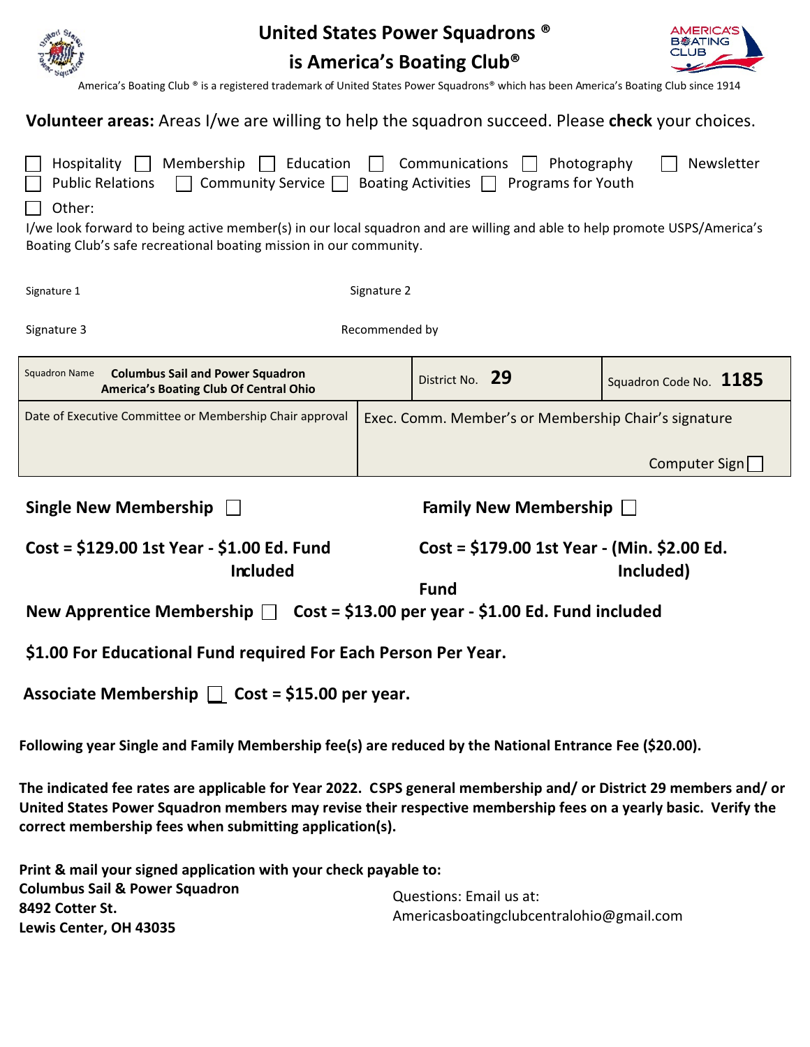# United States Power Squadrons ®
# is America's Boating Club®

America's Boating Club ® is a registered trademark of United States Power Squadrons® which has been America's Boating Club since 1914

**Volunteer areas:** Areas I/we are willing to help the squadron succeed. Please **check** your choices.

☐ Hospitality ☐ Membership ☐ Education ☐ Communications ☐ Photography ☐ Newsletter
☐ Public Relations ☐ Community Service ☐ Boating Activities ☐ Programs for Youth
☐ Other:

I/we look forward to being active member(s) in our local squadron and are willing and able to help promote USPS/America's Boating Club's safe recreational boating mission in our community.

Signature 1 | Signature 2

Signature 3 | Recommended by

| Squadron Name **Columbus Sail and Power Squadron America's Boating Club Of Central Ohio** | District No. **29** | Squadron Code No. **1185** |
|---|---|---|
| Date of Executive Committee or Membership Chair approval | Exec. Comm. Member's or Membership Chair's signature<br>Computer Sign ☐ | |

**Single New Membership** ☐

**Cost = $129.00 1st Year - $1.00 Ed. Fund Included**

**Family New Membership** ☐

**Cost = $179.00 1st Year - (Min. $2.00 Ed. Fund Included)**

**New Apprentice Membership** ☐ **Cost = $13.00 per year - $1.00 Ed. Fund included**

**$1.00 For Educational Fund required For Each Person Per Year.**

**Associate Membership** ☐ **Cost = $15.00 per year.**

**Following year Single and Family Membership fee(s) are reduced by the National Entrance Fee ($20.00).**

**The indicated fee rates are applicable for Year 2022. CSPS general membership and/ or District 29 members and/ or United States Power Squadron members may revise their respective membership fees on a yearly basic. Verify the correct membership fees when submitting application(s).**

**Print & mail your signed application with your check payable to:**
**Columbus Sail & Power Squadron**
**8492 Cotter St.**
**Lewis Center, OH 43035**

Questions: Email us at:
Americasboatingclubcentralohio@gmail.com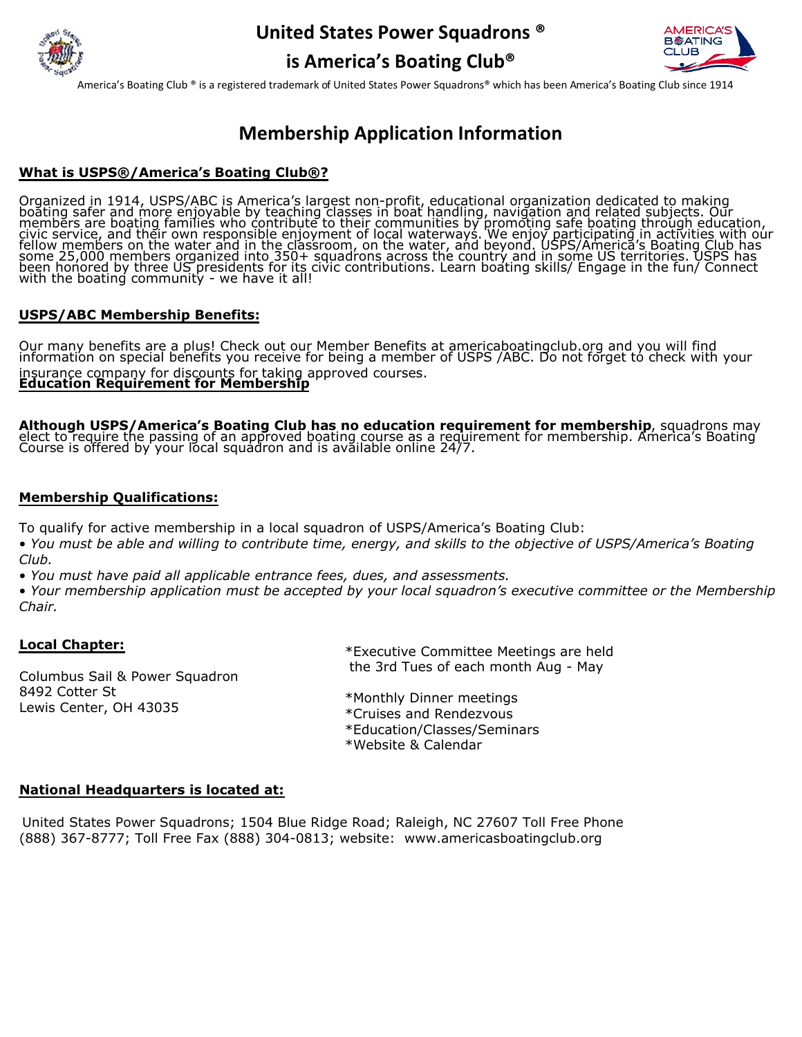# United States Power Squadrons ®

# is America's Boating Club®

America's Boating Club ® is a registered trademark of United States Power Squadrons® which has been America's Boating Club since 1914

## Membership Application Information

### What is USPS®/America's Boating Club®?

Organized in 1914, USPS/ABC is America's largest non-profit, educational organization dedicated to making boating safer and more enjoyable by teaching classes in boat handling, navigation and related subjects. Our members are boating families who contribute to their communities by promoting safe boating through education, civic service, and their own responsible enjoyment of local waterways. We enjoy participating in activities with our fellow members on the water and in the classroom, on the water, and beyond. USPS/America's Boating Club has some 25,000 members organized into 350+ squadrons across the country and in some US territories. USPS has been honored by three US presidents for its civic contributions. Learn boating skills/ Engage in the fun/ Connect with the boating community - we have it all!

### USPS/ABC Membership Benefits:

Our many benefits are a plus! Check out our Member Benefits at americaboatingclub.org and you will find information on special benefits you receive for being a member of USPS /ABC. Do not forget to check with your insurance company for discounts for taking approved courses.

### Education Requirement for Membership

**Although USPS/America's Boating Club has no education requirement for membership**, squadrons may elect to require the passing of an approved boating course as a requirement for membership. America's Boating Course is offered by your local squadron and is available online 24/7.

### Membership Qualifications:

To qualify for active membership in a local squadron of USPS/America's Boating Club:

- *You must be able and willing to contribute time, energy, and skills to the objective of USPS/America's Boating Club.*
- *You must have paid all applicable entrance fees, dues, and assessments.*
- *Your membership application must be accepted by your local squadron's executive committee or the Membership Chair.*

### Local Chapter:

Columbus Sail & Power Squadron
8492 Cotter St
Lewis Center, OH 43035

*Executive Committee Meetings are held the 3rd Tues of each month Aug - May

*Monthly Dinner meetings
*Cruises and Rendezvous
*Education/Classes/Seminars
*Website & Calendar

### National Headquarters is located at:

United States Power Squadrons; 1504 Blue Ridge Road; Raleigh, NC 27607 Toll Free Phone (888) 367-8777; Toll Free Fax (888) 304-0813; website: www.americasboatingclub.org